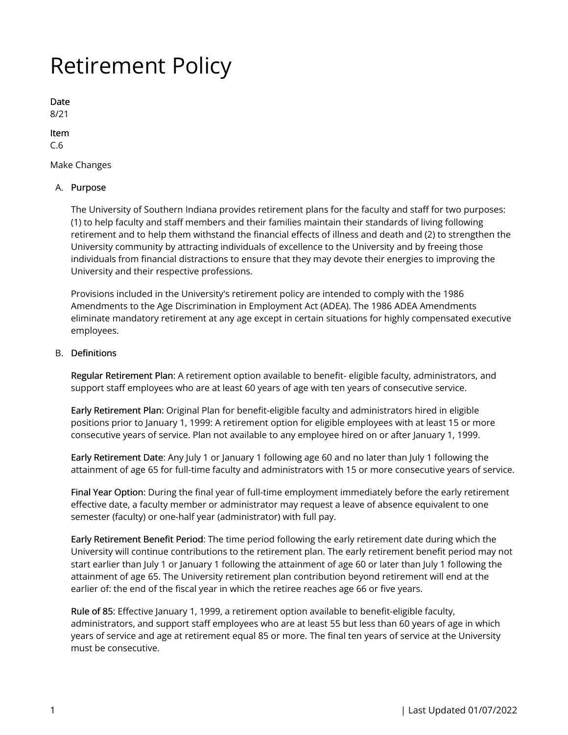# Retirement Policy

**Date**
8/21

**Item**
C.6

Make Changes

A. **Purpose**

   The University of Southern Indiana provides retirement plans for the faculty and staff for two purposes: (1) to help faculty and staff members and their families maintain their standards of living following retirement and to help them withstand the financial effects of illness and death and (2) to strengthen the University community by attracting individuals of excellence to the University and by freeing those individuals from financial distractions to ensure that they may devote their energies to improving the University and their respective professions.

   Provisions included in the University's retirement policy are intended to comply with the 1986 Amendments to the Age Discrimination in Employment Act (ADEA). The 1986 ADEA Amendments eliminate mandatory retirement at any age except in certain situations for highly compensated executive employees.

B. **Definitions**

   **Regular Retirement Plan**: A retirement option available to benefit- eligible faculty, administrators, and support staff employees who are at least 60 years of age with ten years of consecutive service.

   **Early Retirement Plan**: Original Plan for benefit-eligible faculty and administrators hired in eligible positions prior to January 1, 1999: A retirement option for eligible employees with at least 15 or more consecutive years of service. Plan not available to any employee hired on or after January 1, 1999.

   **Early Retirement Date**: Any July 1 or January 1 following age 60 and no later than July 1 following the attainment of age 65 for full-time faculty and administrators with 15 or more consecutive years of service.

   **Final Year Option**: During the final year of full-time employment immediately before the early retirement effective date, a faculty member or administrator may request a leave of absence equivalent to one semester (faculty) or one-half year (administrator) with full pay.

   **Early Retirement Benefit Period**: The time period following the early retirement date during which the University will continue contributions to the retirement plan. The early retirement benefit period may not start earlier than July 1 or January 1 following the attainment of age 60 or later than July 1 following the attainment of age 65. The University retirement plan contribution beyond retirement will end at the earlier of: the end of the fiscal year in which the retiree reaches age 66 or five years.

   **Rule of 85**: Effective January 1, 1999, a retirement option available to benefit-eligible faculty, administrators, and support staff employees who are at least 55 but less than 60 years of age in which years of service and age at retirement equal 85 or more. The final ten years of service at the University must be consecutive.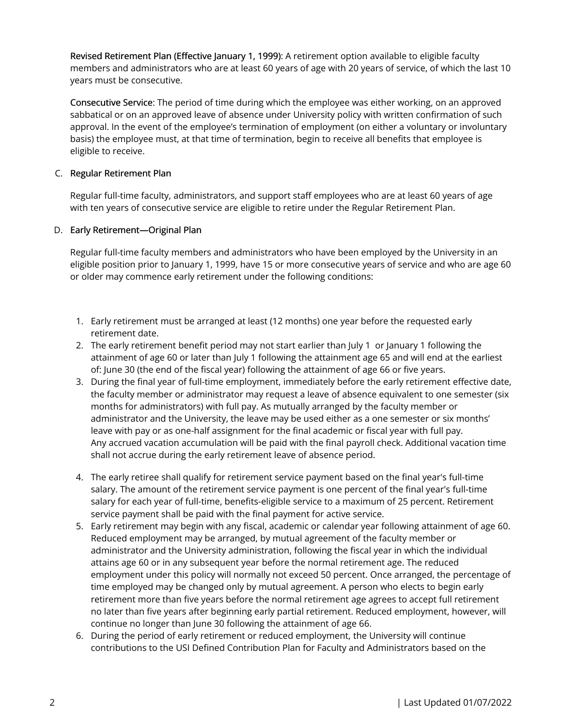**Revised Retirement Plan (Effective January 1, 1999)**: A retirement option available to eligible faculty members and administrators who are at least 60 years of age with 20 years of service, of which the last 10 years must be consecutive.

**Consecutive Service**: The period of time during which the employee was either working, on an approved sabbatical or on an approved leave of absence under University policy with written confirmation of such approval. In the event of the employee's termination of employment (on either a voluntary or involuntary basis) the employee must, at that time of termination, begin to receive all benefits that employee is eligible to receive.

C. **Regular Retirement Plan**

Regular full-time faculty, administrators, and support staff employees who are at least 60 years of age with ten years of consecutive service are eligible to retire under the Regular Retirement Plan.

D. **Early Retirement—Original Plan**

Regular full-time faculty members and administrators who have been employed by the University in an eligible position prior to January 1, 1999, have 15 or more consecutive years of service and who are age 60 or older may commence early retirement under the following conditions:

1. Early retirement must be arranged at least (12 months) one year before the requested early retirement date.
2. The early retirement benefit period may not start earlier than July 1 or January 1 following the attainment of age 60 or later than July 1 following the attainment age 65 and will end at the earliest of: June 30 (the end of the fiscal year) following the attainment of age 66 or five years.
3. During the final year of full-time employment, immediately before the early retirement effective date, the faculty member or administrator may request a leave of absence equivalent to one semester (six months for administrators) with full pay. As mutually arranged by the faculty member or administrator and the University, the leave may be used either as a one semester or six months' leave with pay or as one-half assignment for the final academic or fiscal year with full pay. Any accrued vacation accumulation will be paid with the final payroll check. Additional vacation time shall not accrue during the early retirement leave of absence period.
4. The early retiree shall qualify for retirement service payment based on the final year's full-time salary. The amount of the retirement service payment is one percent of the final year's full-time salary for each year of full-time, benefits-eligible service to a maximum of 25 percent. Retirement service payment shall be paid with the final payment for active service.
5. Early retirement may begin with any fiscal, academic or calendar year following attainment of age 60. Reduced employment may be arranged, by mutual agreement of the faculty member or administrator and the University administration, following the fiscal year in which the individual attains age 60 or in any subsequent year before the normal retirement age. The reduced employment under this policy will normally not exceed 50 percent. Once arranged, the percentage of time employed may be changed only by mutual agreement. A person who elects to begin early retirement more than five years before the normal retirement age agrees to accept full retirement no later than five years after beginning early partial retirement. Reduced employment, however, will continue no longer than June 30 following the attainment of age 66.
6. During the period of early retirement or reduced employment, the University will continue contributions to the USI Defined Contribution Plan for Faculty and Administrators based on the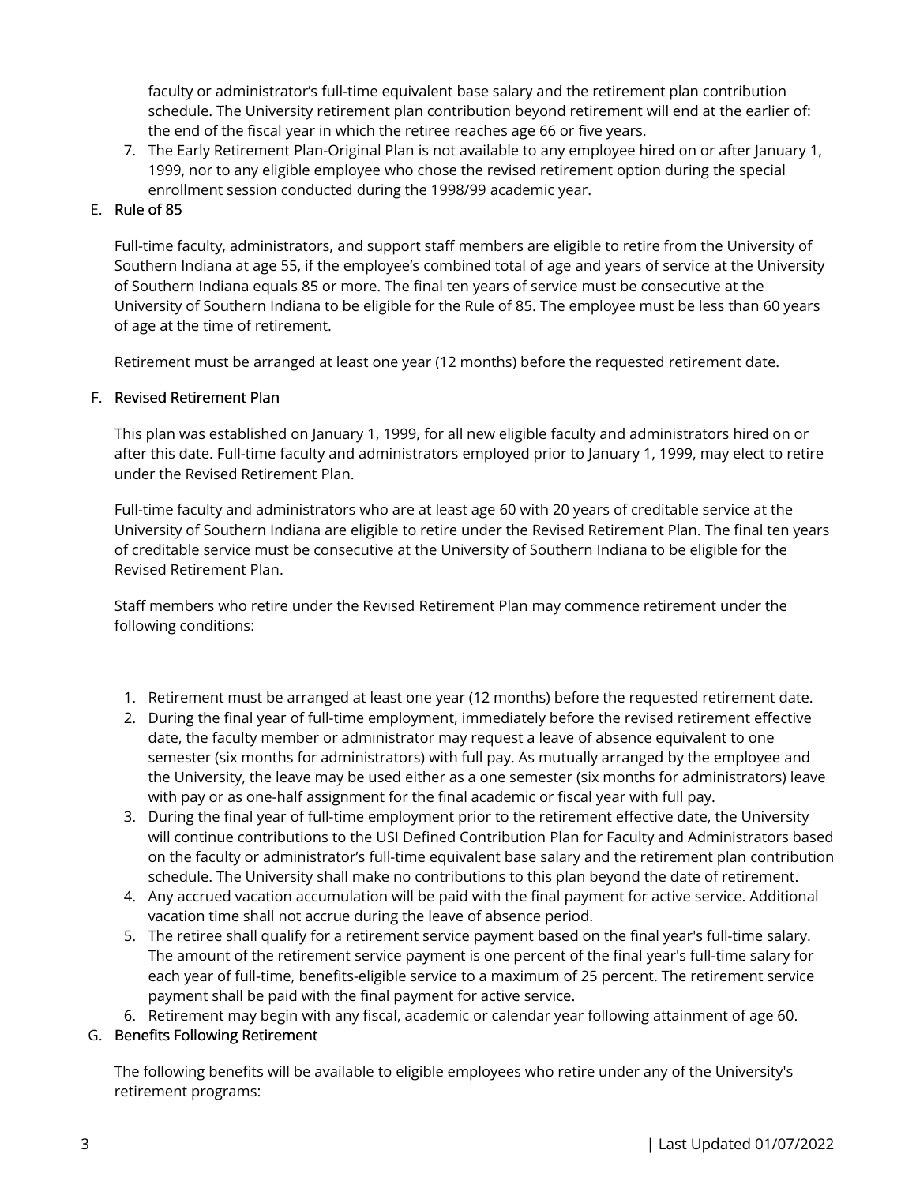faculty or administrator's full-time equivalent base salary and the retirement plan contribution schedule. The University retirement plan contribution beyond retirement will end at the earlier of: the end of the fiscal year in which the retiree reaches age 66 or five years.

7. The Early Retirement Plan-Original Plan is not available to any employee hired on or after January 1, 1999, nor to any eligible employee who chose the revised retirement option during the special enrollment session conducted during the 1998/99 academic year.

E. Rule of 85

Full-time faculty, administrators, and support staff members are eligible to retire from the University of Southern Indiana at age 55, if the employee's combined total of age and years of service at the University of Southern Indiana equals 85 or more. The final ten years of service must be consecutive at the University of Southern Indiana to be eligible for the Rule of 85. The employee must be less than 60 years of age at the time of retirement.

Retirement must be arranged at least one year (12 months) before the requested retirement date.

F. Revised Retirement Plan

This plan was established on January 1, 1999, for all new eligible faculty and administrators hired on or after this date. Full-time faculty and administrators employed prior to January 1, 1999, may elect to retire under the Revised Retirement Plan.

Full-time faculty and administrators who are at least age 60 with 20 years of creditable service at the University of Southern Indiana are eligible to retire under the Revised Retirement Plan. The final ten years of creditable service must be consecutive at the University of Southern Indiana to be eligible for the Revised Retirement Plan.

Staff members who retire under the Revised Retirement Plan may commence retirement under the following conditions:

1. Retirement must be arranged at least one year (12 months) before the requested retirement date.
2. During the final year of full-time employment, immediately before the revised retirement effective date, the faculty member or administrator may request a leave of absence equivalent to one semester (six months for administrators) with full pay. As mutually arranged by the employee and the University, the leave may be used either as a one semester (six months for administrators) leave with pay or as one-half assignment for the final academic or fiscal year with full pay.
3. During the final year of full-time employment prior to the retirement effective date, the University will continue contributions to the USI Defined Contribution Plan for Faculty and Administrators based on the faculty or administrator's full-time equivalent base salary and the retirement plan contribution schedule. The University shall make no contributions to this plan beyond the date of retirement.
4. Any accrued vacation accumulation will be paid with the final payment for active service. Additional vacation time shall not accrue during the leave of absence period.
5. The retiree shall qualify for a retirement service payment based on the final year's full-time salary. The amount of the retirement service payment is one percent of the final year's full-time salary for each year of full-time, benefits-eligible service to a maximum of 25 percent. The retirement service payment shall be paid with the final payment for active service.
6. Retirement may begin with any fiscal, academic or calendar year following attainment of age 60.

G. Benefits Following Retirement

The following benefits will be available to eligible employees who retire under any of the University's retirement programs: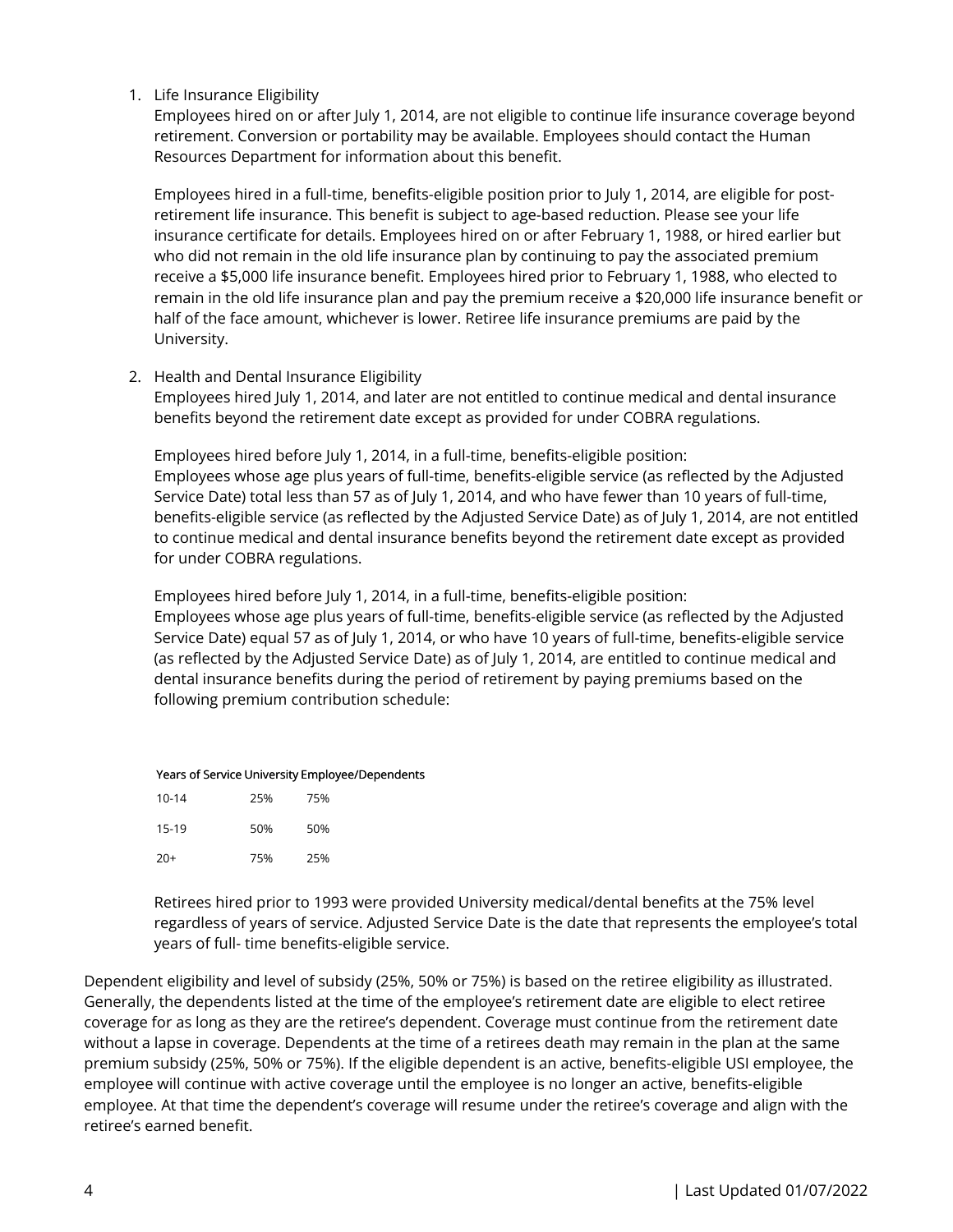1. Life Insurance Eligibility
   Employees hired on or after July 1, 2014, are not eligible to continue life insurance coverage beyond retirement. Conversion or portability may be available. Employees should contact the Human Resources Department for information about this benefit.

   Employees hired in a full-time, benefits-eligible position prior to July 1, 2014, are eligible for post-retirement life insurance. This benefit is subject to age-based reduction. Please see your life insurance certificate for details. Employees hired on or after February 1, 1988, or hired earlier but who did not remain in the old life insurance plan by continuing to pay the associated premium receive a $5,000 life insurance benefit. Employees hired prior to February 1, 1988, who elected to remain in the old life insurance plan and pay the premium receive a $20,000 life insurance benefit or half of the face amount, whichever is lower. Retiree life insurance premiums are paid by the University.

2. Health and Dental Insurance Eligibility
   Employees hired July 1, 2014, and later are not entitled to continue medical and dental insurance benefits beyond the retirement date except as provided for under COBRA regulations.

   Employees hired before July 1, 2014, in a full-time, benefits-eligible position:
   Employees whose age plus years of full-time, benefits-eligible service (as reflected by the Adjusted Service Date) total less than 57 as of July 1, 2014, and who have fewer than 10 years of full-time, benefits-eligible service (as reflected by the Adjusted Service Date) as of July 1, 2014, are not entitled to continue medical and dental insurance benefits beyond the retirement date except as provided for under COBRA regulations.

   Employees hired before July 1, 2014, in a full-time, benefits-eligible position:
   Employees whose age plus years of full-time, benefits-eligible service (as reflected by the Adjusted Service Date) equal 57 as of July 1, 2014, or who have 10 years of full-time, benefits-eligible service (as reflected by the Adjusted Service Date) as of July 1, 2014, are entitled to continue medical and dental insurance benefits during the period of retirement by paying premiums based on the following premium contribution schedule:

   | Years of Service | University | Employee/Dependents |
   |---|---|---|
   | 10-14 | 25% | 75% |
   | 15-19 | 50% | 50% |
   | 20+ | 75% | 25% |

   Retirees hired prior to 1993 were provided University medical/dental benefits at the 75% level regardless of years of service. Adjusted Service Date is the date that represents the employee's total years of full- time benefits-eligible service.

Dependent eligibility and level of subsidy (25%, 50% or 75%) is based on the retiree eligibility as illustrated. Generally, the dependents listed at the time of the employee's retirement date are eligible to elect retiree coverage for as long as they are the retiree's dependent. Coverage must continue from the retirement date without a lapse in coverage. Dependents at the time of a retirees death may remain in the plan at the same premium subsidy (25%, 50% or 75%). If the eligible dependent is an active, benefits-eligible USI employee, the employee will continue with active coverage until the employee is no longer an active, benefits-eligible employee. At that time the dependent's coverage will resume under the retiree's coverage and align with the retiree's earned benefit.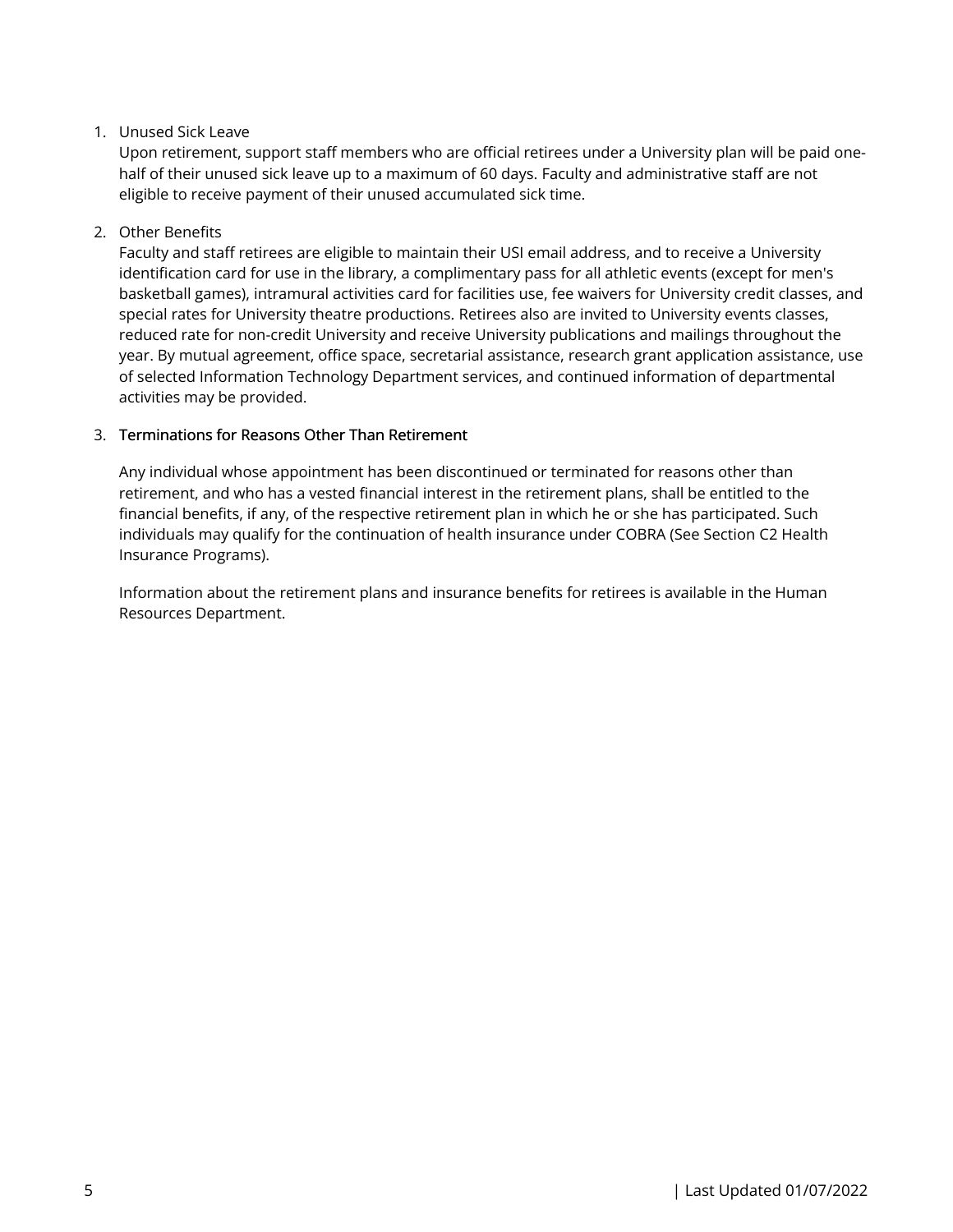1. Unused Sick Leave
   Upon retirement, support staff members who are official retirees under a University plan will be paid one-half of their unused sick leave up to a maximum of 60 days. Faculty and administrative staff are not eligible to receive payment of their unused accumulated sick time.

2. Other Benefits
   Faculty and staff retirees are eligible to maintain their USI email address, and to receive a University identification card for use in the library, a complimentary pass for all athletic events (except for men's basketball games), intramural activities card for facilities use, fee waivers for University credit classes, and special rates for University theatre productions. Retirees also are invited to University events classes, reduced rate for non-credit University and receive University publications and mailings throughout the year. By mutual agreement, office space, secretarial assistance, research grant application assistance, use of selected Information Technology Department services, and continued information of departmental activities may be provided.

3. Terminations for Reasons Other Than Retirement

   Any individual whose appointment has been discontinued or terminated for reasons other than retirement, and who has a vested financial interest in the retirement plans, shall be entitled to the financial benefits, if any, of the respective retirement plan in which he or she has participated. Such individuals may qualify for the continuation of health insurance under COBRA (See Section C2 Health Insurance Programs).

   Information about the retirement plans and insurance benefits for retirees is available in the Human Resources Department.